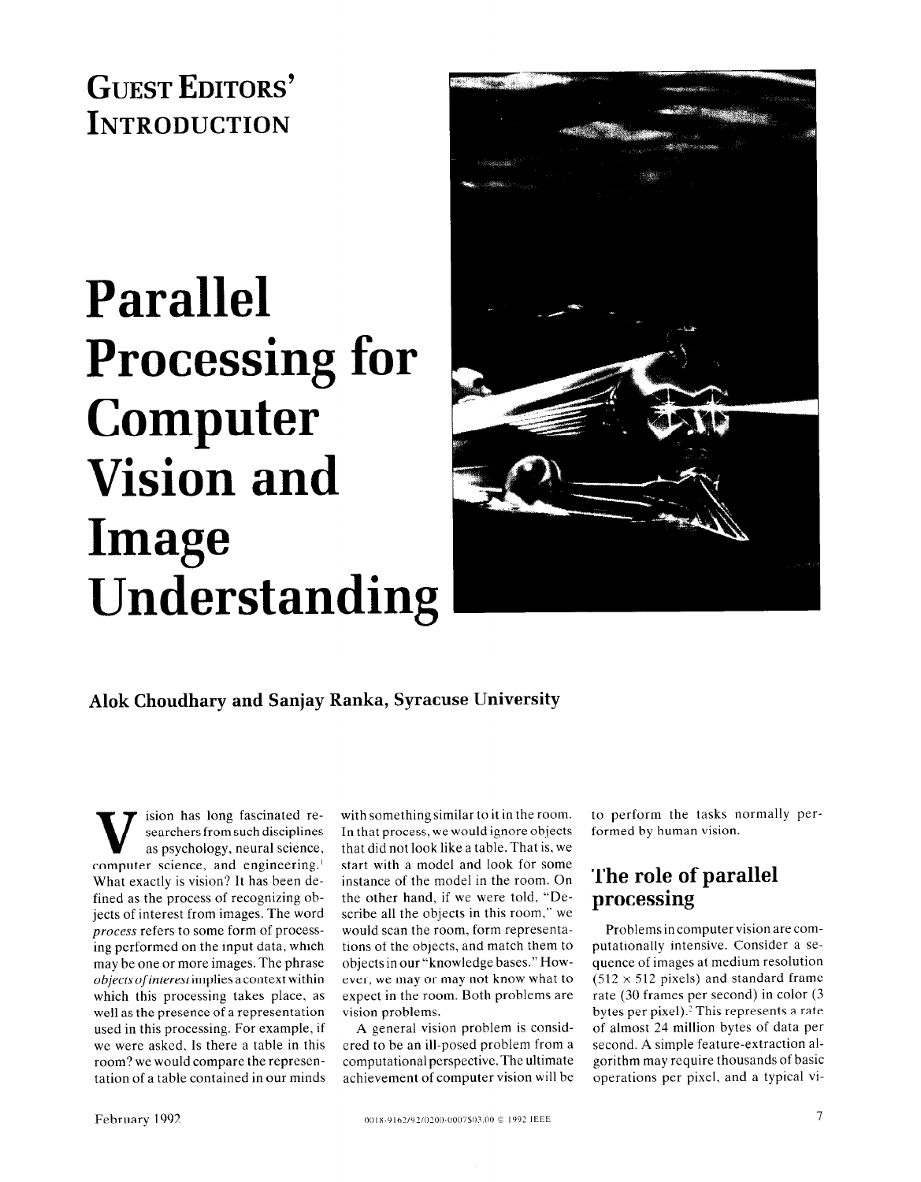# Guest Editors' Introduction

# Parallel Processing for Computer Vision and Image Understanding

**Alok Choudhary and Sanjay Ranka, Syracuse University**

Vision has long fascinated researchers from such disciplines as psychology, neural science, computer science, and engineering.[1] What exactly is vision? It has been defined as the process of recognizing objects of interest from images. The word *process* refers to some form of processing performed on the input data, which may be one or more images. The phrase *objects of interest* implies a context within which this processing takes place, as well as the presence of a representation used in this processing. For example, if we were asked, Is there a table in this room? we would compare the representation of a table contained in our minds with something similar to it in the room. In that process, we would ignore objects that did not look like a table. That is, we start with a model and look for some instance of the model in the room. On the other hand, if we were told, "Describe all the objects in this room," we would scan the room, form representations of the objects, and match them to objects in our "knowledge bases." However, we may or may not know what to expect in the room. Both problems are vision problems.

A general vision problem is considered to be an ill-posed problem from a computational perspective. The ultimate achievement of computer vision will be to perform the tasks normally performed by human vision.

## The role of parallel processing

Problems in computer vision are computationally intensive. Consider a sequence of images at medium resolution ($512 \times 512$ pixels) and standard frame rate (30 frames per second) in color (3 bytes per pixel).[2] This represents a rate of almost 24 million bytes of data per second. A simple feature-extraction algorithm may require thousands of basic operations per pixel, and a typical vi-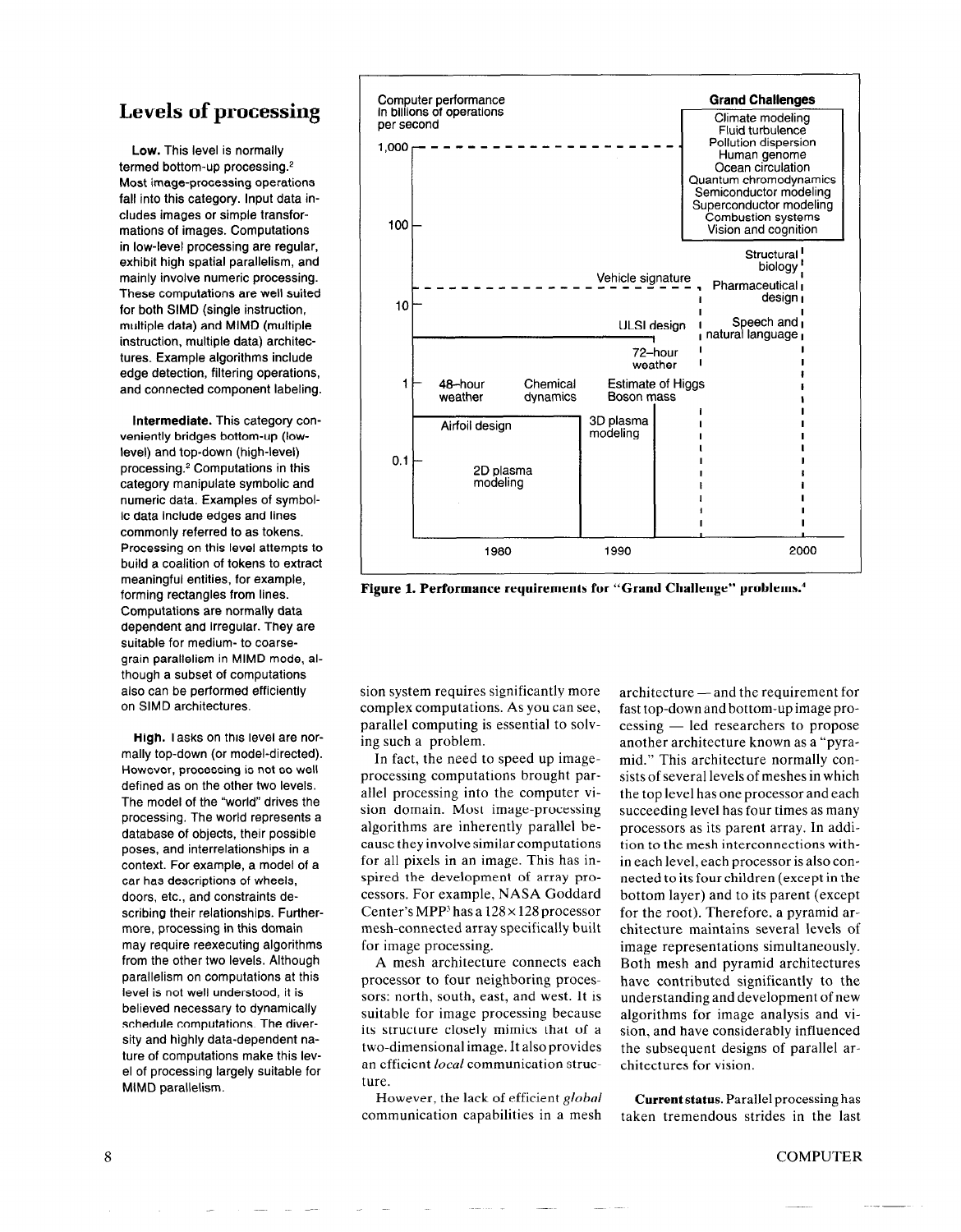## Levels of processing

**Low.** This level is normally termed bottom-up processing.[2] Most image-processing operations fall into this category. Input data includes images or simple transformations of images. Computations in low-level processing are regular, exhibit high spatial parallelism, and mainly involve numeric processing. These computations are well suited for both SIMD (single instruction, multiple data) and MIMD (multiple instruction, multiple data) architectures. Example algorithms include edge detection, filtering operations, and connected component labeling.

**Intermediate.** This category conveniently bridges bottom-up (low-level) and top-down (high-level) processing.[2] Computations in this category manipulate symbolic and numeric data. Examples of symbolic data include edges and lines commonly referred to as tokens. Processing on this level attempts to build a coalition of tokens to extract meaningful entities, for example, forming rectangles from lines. Computations are normally data dependent and irregular. They are suitable for medium- to coarse-grain parallelism in MIMD mode, although a subset of computations also can be performed efficiently on SIMD architectures.

**High.** Tasks on this level are normally top-down (or model-directed). However, processing is not so well defined as on the other two levels. The model of the "world" drives the processing. The world represents a database of objects, their possible poses, and interrelationships in a context. For example, a model of a car has descriptions of wheels, doors, etc., and constraints describing their relationships. Furthermore, processing in this domain may require reexecuting algorithms from the other two levels. Although parallelism on computations at this level is not well understood, it is believed necessary to dynamically schedule computations. The diversity and highly data-dependent nature of computations make this level of processing largely suitable for MIMD parallelism.

Computer performance in billions of operations per second

| Performance (billions of ops/s) | Applications |
|---|---|
| 1,000 (Grand Challenges) | Climate modeling, Fluid turbulence, Pollution dispersion, Human genome, Ocean circulation, Quantum chromodynamics, Semiconductor modeling, Superconductor modeling, Combustion systems, Vision and cognition |
| 10–100 | Structural biology, Pharmaceutical design, Vehicle signature |
| 1–10 | Speech and natural language, ULSI design, 72–hour weather |
| 1 | 48–hour weather, Chemical dynamics, Estimate of Higgs Boson mass |
| 0.1–1 | Airfoil design, 3D plasma modeling, 2D plasma modeling |

Time axis: 1980, 1990, 2000

**Figure 1. Performance requirements for "Grand Challenge" problems.[4]**

sion system requires significantly more complex computations. As you can see, parallel computing is essential to solving such a problem.

In fact, the need to speed up image-processing computations brought parallel processing into the computer vision domain. Most image-processing algorithms are inherently parallel because they involve similar computations for all pixels in an image. This has inspired the development of array processors. For example, NASA Goddard Center's MPP[5] has a 128×128 processor mesh-connected array specifically built for image processing.

A mesh architecture connects each processor to four neighboring processors: north, south, east, and west. It is suitable for image processing because its structure closely mimics that of a two-dimensional image. It also provides an efficient *local* communication structure.

However, the lack of efficient *global* communication capabilities in a mesh architecture — and the requirement for fast top-down and bottom-up image processing — led researchers to propose another architecture known as a "pyramid." This architecture normally consists of several levels of meshes in which the top level has one processor and each succeeding level has four times as many processors as its parent array. In addition to the mesh interconnections within each level, each processor is also connected to its four children (except in the bottom layer) and to its parent (except for the root). Therefore, a pyramid architecture maintains several levels of image representations simultaneously. Both mesh and pyramid architectures have contributed significantly to the understanding and development of new algorithms for image analysis and vision, and have considerably influenced the subsequent designs of parallel architectures for vision.

**Current status.** Parallel processing has taken tremendous strides in the last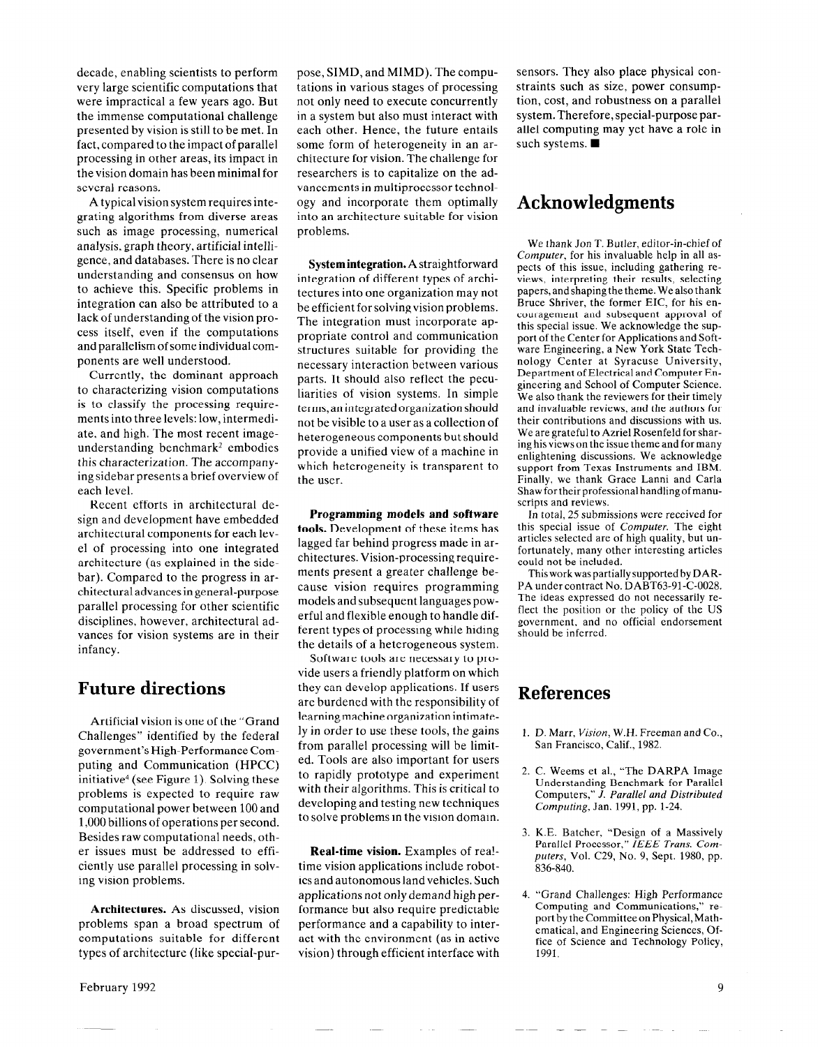decade, enabling scientists to perform very large scientific computations that were impractical a few years ago. But the immense computational challenge presented by vision is still to be met. In fact, compared to the impact of parallel processing in other areas, its impact in the vision domain has been minimal for several reasons.

A typical vision system requires integrating algorithms from diverse areas such as image processing, numerical analysis, graph theory, artificial intelligence, and databases. There is no clear understanding and consensus on how to achieve this. Specific problems in integration can also be attributed to a lack of understanding of the vision process itself, even if the computations and parallelism of some individual components are well understood.

Currently, the dominant approach to characterizing vision computations is to classify the processing requirements into three levels: low, intermediate, and high. The most recent image-understanding benchmark[2] embodies this characterization. The accompanying sidebar presents a brief overview of each level.

Recent efforts in architectural design and development have embedded architectural components for each level of processing into one integrated architecture (as explained in the sidebar). Compared to the progress in architectural advances in general-purpose parallel processing for other scientific disciplines, however, architectural advances for vision systems are in their infancy.

## Future directions

Artificial vision is one of the "Grand Challenges" identified by the federal government's High-Performance Computing and Communication (HPCC) initiative[4] (see Figure 1). Solving these problems is expected to require raw computational power between 100 and 1,000 billions of operations per second. Besides raw computational needs, other issues must be addressed to efficiently use parallel processing in solving vision problems.

**Architectures.** As discussed, vision problems span a broad spectrum of computations suitable for different types of architecture (like special-purpose, SIMD, and MIMD). The computations in various stages of processing not only need to execute concurrently in a system but also must interact with each other. Hence, the future entails some form of heterogeneity in an architecture for vision. The challenge for researchers is to capitalize on the advancements in multiprocessor technology and incorporate them optimally into an architecture suitable for vision problems.

**System integration.** A straightforward integration of different types of architectures into one organization may not be efficient for solving vision problems. The integration must incorporate appropriate control and communication structures suitable for providing the necessary interaction between various parts. It should also reflect the peculiarities of vision systems. In simple terms, an integrated organization should not be visible to a user as a collection of heterogeneous components but should provide a unified view of a machine in which heterogeneity is transparent to the user.

**Programming models and software tools.** Development of these items has lagged far behind progress made in architectures. Vision-processing requirements present a greater challenge because vision requires programming models and subsequent languages powerful and flexible enough to handle different types of processing while hiding the details of a heterogeneous system.

Software tools are necessary to provide users a friendly platform on which they can develop applications. If users are burdened with the responsibility of learning machine organization intimately in order to use these tools, the gains from parallel processing will be limited. Tools are also important for users to rapidly prototype and experiment with their algorithms. This is critical to developing and testing new techniques to solve problems in the vision domain.

**Real-time vision.** Examples of real-time vision applications include robotics and autonomous land vehicles. Such applications not only demand high performance but also require predictable performance and a capability to interact with the environment (as in active vision) through efficient interface with sensors. They also place physical constraints such as size, power consumption, cost, and robustness on a parallel system. Therefore, special-purpose parallel computing may yet have a role in such systems. ■

## Acknowledgments

We thank Jon T. Butler, editor-in-chief of *Computer*, for his invaluable help in all aspects of this issue, including gathering reviews, interpreting their results, selecting papers, and shaping the theme. We also thank Bruce Shriver, the former EIC, for his encouragement and subsequent approval of this special issue. We acknowledge the support of the Center for Applications and Software Engineering, a New York State Technology Center at Syracuse University, Department of Electrical and Computer Engineering and School of Computer Science. We also thank the reviewers for their timely and invaluable reviews, and the authors for their contributions and discussions with us. We are grateful to Azriel Rosenfeld for sharing his views on the issue theme and for many enlightening discussions. We acknowledge support from Texas Instruments and IBM. Finally, we thank Grace Lanni and Carla Shaw for their professional handling of manuscripts and reviews.

In total, 25 submissions were received for this special issue of *Computer*. The eight articles selected are of high quality, but unfortunately, many other interesting articles could not be included.

This work was partially supported by DARPA under contract No. DABT63-91-C-0028. The ideas expressed do not necessarily reflect the position or the policy of the US government, and no official endorsement should be inferred.

## References

1. D. Marr, *Vision*, W.H. Freeman and Co., San Francisco, Calif., 1982.
2. C. Weems et al., "The DARPA Image Understanding Benchmark for Parallel Computers," *J. Parallel and Distributed Computing*, Jan. 1991, pp. 1-24.
3. K.E. Batcher, "Design of a Massively Parallel Processor," *IEEE Trans. Computers*, Vol. C29, No. 9, Sept. 1980, pp. 836-840.
4. "Grand Challenges: High Performance Computing and Communications," report by the Committee on Physical, Mathematical, and Engineering Sciences, Office of Science and Technology Policy, 1991.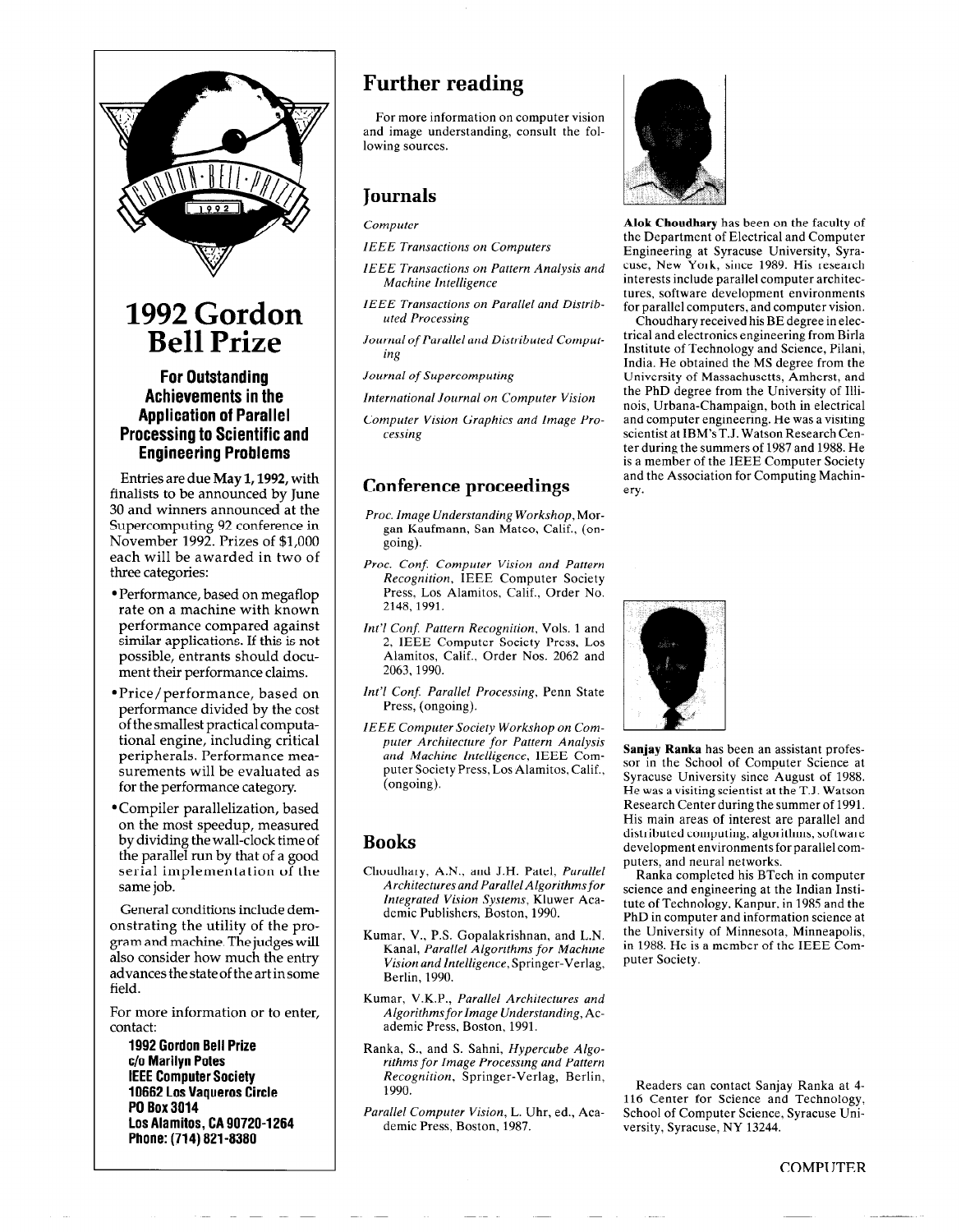# 1992 Gordon Bell Prize

**For Outstanding Achievements in the Application of Parallel Processing to Scientific and Engineering Problems**

Entries are due **May 1, 1992**, with finalists to be announced by June 30 and winners announced at the Supercomputing 92 conference in November 1992. Prizes of $1,000 each will be awarded in two of three categories:

- Performance, based on megaflop rate on a machine with known performance compared against similar applications. If this is not possible, entrants should document their performance claims.
- Price/performance, based on performance divided by the cost of the smallest practical computational engine, including critical peripherals. Performance measurements will be evaluated as for the performance category.
- Compiler parallelization, based on the most speedup, measured by dividing the wall-clock time of the parallel run by that of a good serial implementation of the same job.

General conditions include demonstrating the utility of the program and machine. The judges will also consider how much the entry advances the state of the art in some field.

For more information or to enter, contact:

**1992 Gordon Bell Prize**
**c/o Marilyn Potes**
**IEEE Computer Society**
**10662 Los Vaqueros Circle**
**PO Box 3014**
**Los Alamitos, CA 90720-1264**
**Phone: (714) 821-8380**

## Further reading

For more information on computer vision and image understanding, consult the following sources.

### Journals

*Computer*

*IEEE Transactions on Computers*

*IEEE Transactions on Pattern Analysis and Machine Intelligence*

*IEEE Transactions on Parallel and Distributed Processing*

*Journal of Parallel and Distributed Computing*

*Journal of Supercomputing*

*International Journal on Computer Vision*

*Computer Vision Graphics and Image Processing*

### Conference proceedings

*Proc. Image Understanding Workshop*, Morgan Kaufmann, San Mateo, Calif., (ongoing).

*Proc. Conf. Computer Vision and Pattern Recognition*, IEEE Computer Society Press, Los Alamitos, Calif., Order No. 2148, 1991.

*Int'l Conf. Pattern Recognition*, Vols. 1 and 2, IEEE Computer Society Press, Los Alamitos, Calif., Order Nos. 2062 and 2063, 1990.

*Int'l Conf. Parallel Processing*, Penn State Press, (ongoing).

*IEEE Computer Society Workshop on Computer Architecture for Pattern Analysis and Machine Intelligence*, IEEE Computer Society Press, Los Alamitos, Calif., (ongoing).

### Books

Choudhary, A.N., and J.H. Patel, *Parallel Architectures and Parallel Algorithms for Integrated Vision Systems*, Kluwer Academic Publishers, Boston, 1990.

Kumar, V., P.S. Gopalakrishnan, and L.N. Kanal, *Parallel Algorithms for Machine Vision and Intelligence*, Springer-Verlag, Berlin, 1990.

Kumar, V.K.P., *Parallel Architectures and Algorithms for Image Understanding*, Academic Press, Boston, 1991.

Ranka, S., and S. Sahni, *Hypercube Algorithms for Image Processing and Pattern Recognition*, Springer-Verlag, Berlin, 1990.

*Parallel Computer Vision*, L. Uhr, ed., Academic Press, Boston, 1987.

**Alok Choudhary** has been on the faculty of the Department of Electrical and Computer Engineering at Syracuse University, Syracuse, New York, since 1989. His research interests include parallel computer architectures, software development environments for parallel computers, and computer vision.

Choudhary received his BE degree in electrical and electronics engineering from Birla Institute of Technology and Science, Pilani, India. He obtained the MS degree from the University of Massachusetts, Amherst, and the PhD degree from the University of Illinois, Urbana-Champaign, both in electrical and computer engineering. He was a visiting scientist at IBM's T.J. Watson Research Center during the summers of 1987 and 1988. He is a member of the IEEE Computer Society and the Association for Computing Machinery.

**Sanjay Ranka** has been an assistant professor in the School of Computer Science at Syracuse University since August of 1988. He was a visiting scientist at the T.J. Watson Research Center during the summer of 1991. His main areas of interest are parallel and distributed computing, algorithms, software development environments for parallel computers, and neural networks.

Ranka completed his BTech in computer science and engineering at the Indian Institute of Technology, Kanpur, in 1985 and the PhD in computer and information science at the University of Minnesota, Minneapolis, in 1988. He is a member of the IEEE Computer Society.

Readers can contact Sanjay Ranka at 4-116 Center for Science and Technology, School of Computer Science, Syracuse University, Syracuse, NY 13244.